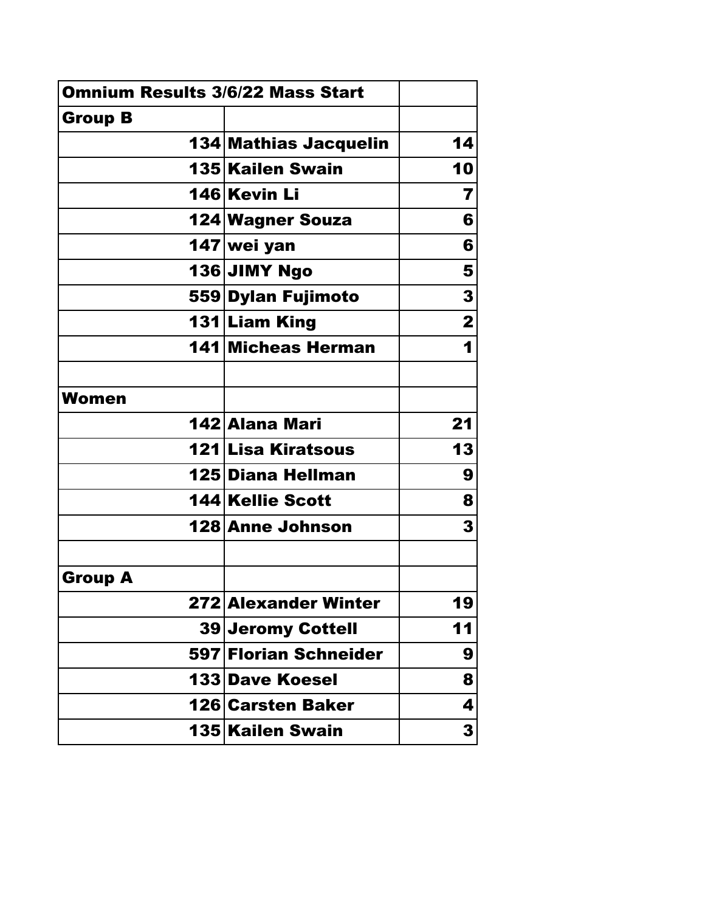| Omnium Results 3/6/22 Mass Start | | |
|---|---|---|
| **Group B** | | |
| 134 | Mathias Jacquelin | 14 |
| 135 | Kailen Swain | 10 |
| 146 | Kevin Li | 7 |
| 124 | Wagner Souza | 6 |
| 147 | wei yan | 6 |
| 136 | JIMY Ngo | 5 |
| 559 | Dylan Fujimoto | 3 |
| 131 | Liam King | 2 |
| 141 | Micheas Herman | 1 |
| | | |
| **Women** | | |
| 142 | Alana Mari | 21 |
| 121 | Lisa Kiratsous | 13 |
| 125 | Diana Hellman | 9 |
| 144 | Kellie Scott | 8 |
| 128 | Anne Johnson | 3 |
| | | |
| **Group A** | | |
| 272 | Alexander Winter | 19 |
| 39 | Jeromy Cottell | 11 |
| 597 | Florian Schneider | 9 |
| 133 | Dave Koesel | 8 |
| 126 | Carsten Baker | 4 |
| 135 | Kailen Swain | 3 |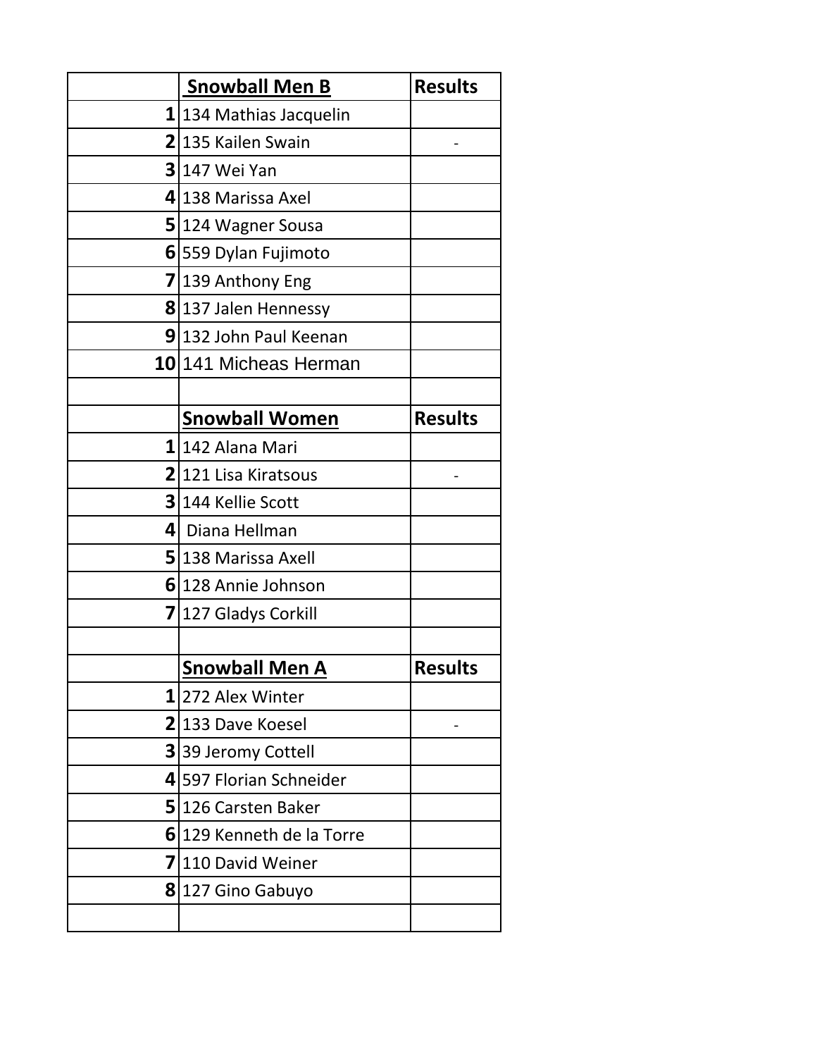| | Snowball Men B | Results |
|---|---|---|
| 1 | 134 Mathias Jacquelin | |
| 2 | 135 Kailen Swain | - |
| 3 | 147 Wei Yan | |
| 4 | 138 Marissa Axel | |
| 5 | 124 Wagner Sousa | |
| 6 | 559 Dylan Fujimoto | |
| 7 | 139 Anthony Eng | |
| 8 | 137 Jalen Hennessy | |
| 9 | 132 John Paul Keenan | |
| 10 | 141 Micheas Herman | |
| | | |
| | **Snowball Women** | **Results** |
| 1 | 142 Alana Mari | |
| 2 | 121 Lisa Kiratsous | - |
| 3 | 144 Kellie Scott | |
| 4 | Diana Hellman | |
| 5 | 138 Marissa Axell | |
| 6 | 128 Annie Johnson | |
| 7 | 127 Gladys Corkill | |
| | | |
| | **Snowball Men A** | **Results** |
| 1 | 272 Alex Winter | |
| 2 | 133 Dave Koesel | - |
| 3 | 39 Jeromy Cottell | |
| 4 | 597 Florian Schneider | |
| 5 | 126 Carsten Baker | |
| 6 | 129 Kenneth de la Torre | |
| 7 | 110 David Weiner | |
| 8 | 127 Gino Gabuyo | |
| | | |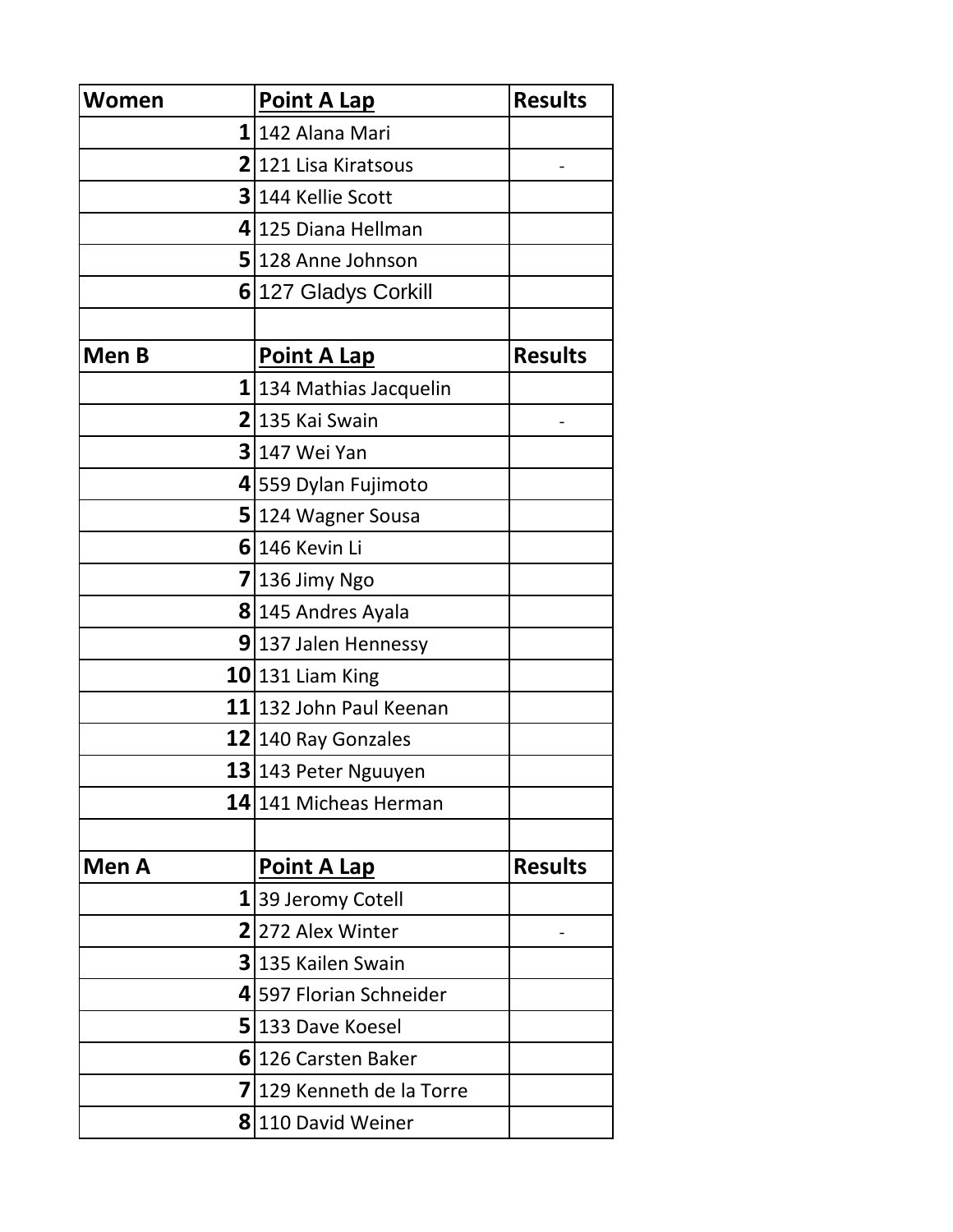| Women | Point A Lap | Results |
| --- | --- | --- |
| 1 | 142 Alana Mari | |
| 2 | 121 Lisa Kiratsous | - |
| 3 | 144 Kellie Scott | |
| 4 | 125 Diana Hellman | |
| 5 | 128 Anne Johnson | |
| 6 | 127 Gladys Corkill | |
| | | |
| **Men B** | **Point A Lap** | **Results** |
| 1 | 134 Mathias Jacquelin | |
| 2 | 135 Kai Swain | - |
| 3 | 147 Wei Yan | |
| 4 | 559 Dylan Fujimoto | |
| 5 | 124 Wagner Sousa | |
| 6 | 146 Kevin Li | |
| 7 | 136 Jimy Ngo | |
| 8 | 145 Andres Ayala | |
| 9 | 137 Jalen Hennessy | |
| 10 | 131 Liam King | |
| 11 | 132 John Paul Keenan | |
| 12 | 140 Ray Gonzales | |
| 13 | 143 Peter Nguuyen | |
| 14 | 141 Micheas Herman | |
| | | |
| **Men A** | **Point A Lap** | **Results** |
| 1 | 39 Jeromy Cotell | |
| 2 | 272 Alex Winter | - |
| 3 | 135 Kailen Swain | |
| 4 | 597 Florian Schneider | |
| 5 | 133 Dave Koesel | |
| 6 | 126 Carsten Baker | |
| 7 | 129 Kenneth de la Torre | |
| 8 | 110 David Weiner | |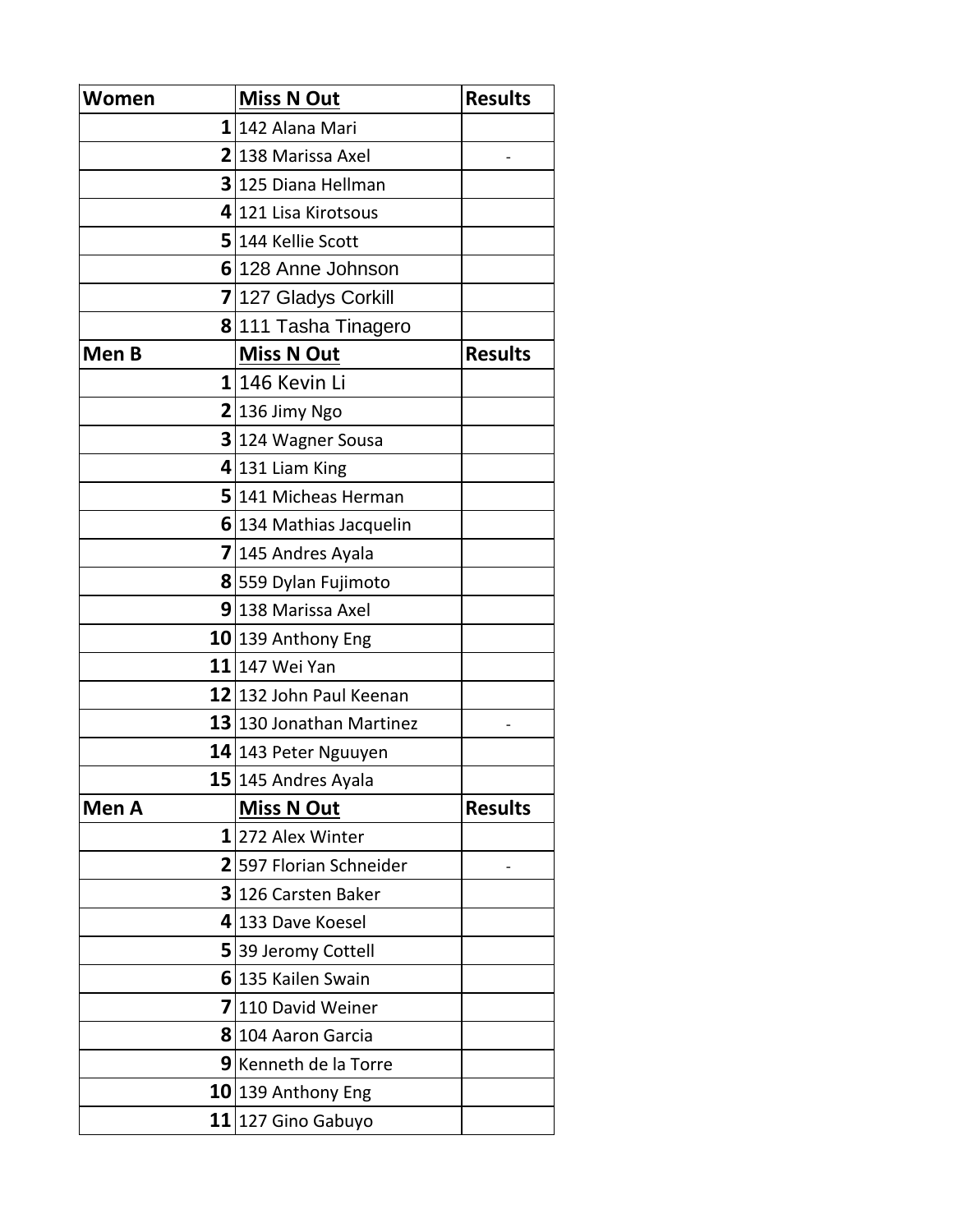| Women | Miss N Out | Results |
|---|---|---|
| 1 | 142 Alana Mari | |
| 2 | 138 Marissa Axel | - |
| 3 | 125 Diana Hellman | |
| 4 | 121 Lisa Kirotsous | |
| 5 | 144 Kellie Scott | |
| 6 | 128 Anne Johnson | |
| 7 | 127 Gladys Corkill | |
| 8 | 111 Tasha Tinagero | |
| **Men B** | **Miss N Out** | **Results** |
| 1 | 146 Kevin Li | |
| 2 | 136 Jimy Ngo | |
| 3 | 124 Wagner Sousa | |
| 4 | 131 Liam King | |
| 5 | 141 Micheas Herman | |
| 6 | 134 Mathias Jacquelin | |
| 7 | 145 Andres Ayala | |
| 8 | 559 Dylan Fujimoto | |
| 9 | 138 Marissa Axel | |
| 10 | 139 Anthony Eng | |
| 11 | 147 Wei Yan | |
| 12 | 132 John Paul Keenan | |
| 13 | 130 Jonathan Martinez | - |
| 14 | 143 Peter Nguuyen | |
| 15 | 145 Andres Ayala | |
| **Men A** | **Miss N Out** | **Results** |
| 1 | 272 Alex Winter | |
| 2 | 597 Florian Schneider | - |
| 3 | 126 Carsten Baker | |
| 4 | 133 Dave Koesel | |
| 5 | 39 Jeromy Cottell | |
| 6 | 135 Kailen Swain | |
| 7 | 110 David Weiner | |
| 8 | 104 Aaron Garcia | |
| 9 | Kenneth de la Torre | |
| 10 | 139 Anthony Eng | |
| 11 | 127 Gino Gabuyo | |